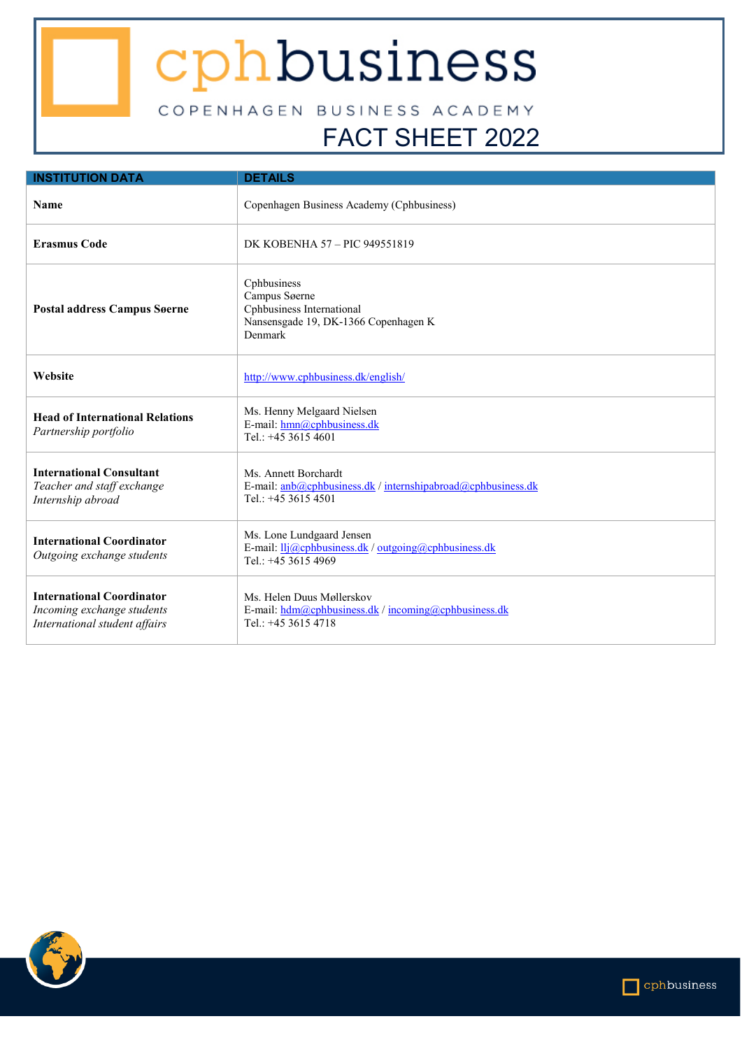# cphbusiness

COPENHAGEN BUSINESS ACADEMY

## FACT SHEET 2022

| INSTITUTION DATA | DETAILS |
|---|---|
| **Name** | Copenhagen Business Academy (Cphbusiness) |
| **Erasmus Code** | DK KOBENHA 57 – PIC 949551819 |
| **Postal address Campus Søerne** | Cphbusiness<br>Campus Søerne<br>Cphbusiness International<br>Nansensgade 19, DK-1366 Copenhagen K<br>Denmark |
| **Website** | http://www.cphbusiness.dk/english/ |
| **Head of International Relations**<br>*Partnership portfolio* | Ms. Henny Melgaard Nielsen<br>E-mail: hmn@cphbusiness.dk<br>Tel.: +45 3615 4601 |
| **International Consultant**<br>*Teacher and staff exchange*<br>*Internship abroad* | Ms. Annett Borchardt<br>E-mail: anb@cphbusiness.dk / internshipabroad@cphbusiness.dk<br>Tel.: +45 3615 4501 |
| **International Coordinator**<br>*Outgoing exchange students* | Ms. Lone Lundgaard Jensen<br>E-mail: llj@cphbusiness.dk / outgoing@cphbusiness.dk<br>Tel.: +45 3615 4969 |
| **International Coordinator**<br>*Incoming exchange students*<br>*International student affairs* | Ms. Helen Duus Møllerskov<br>E-mail: hdm@cphbusiness.dk / incoming@cphbusiness.dk<br>Tel.: +45 3615 4718 |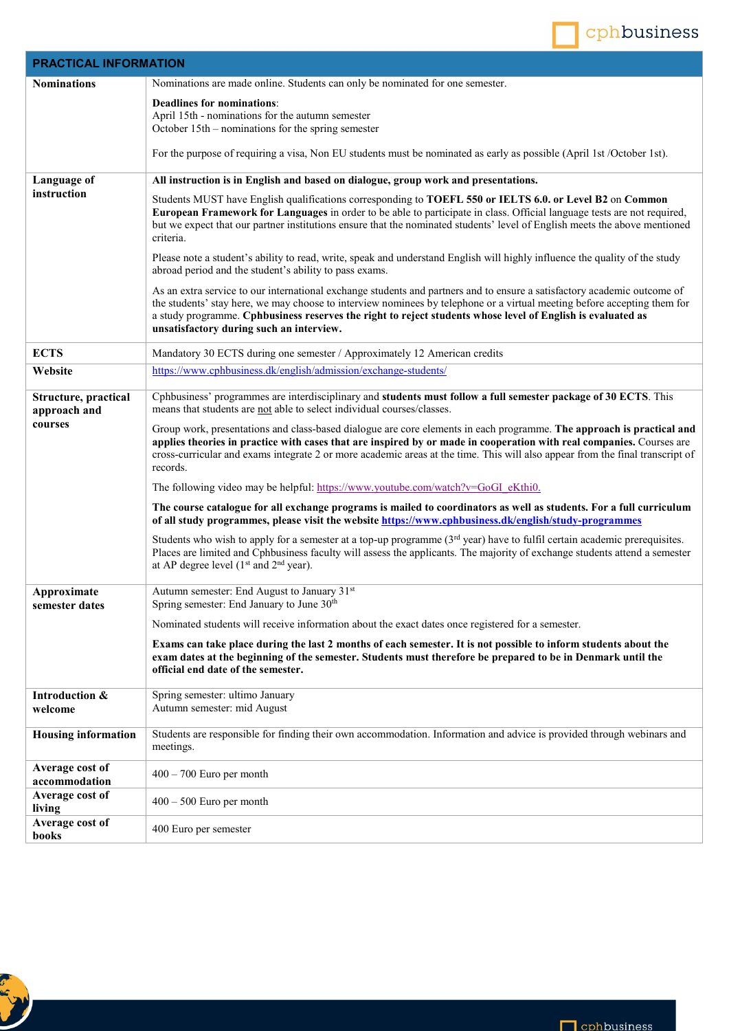| PRACTICAL INFORMATION | |
|---|---|
| **Nominations** | Nominations are made online. Students can only be nominated for one semester.<br><br>**Deadlines for nominations**:<br>April 15th - nominations for the autumn semester<br>October 15th – nominations for the spring semester<br><br>For the purpose of requiring a visa, Non EU students must be nominated as early as possible (April 1st /October 1st). |
| **Language of instruction** | **All instruction is in English and based on dialogue, group work and presentations.**<br><br>Students MUST have English qualifications corresponding to **TOEFL 550 or IELTS 6.0. or Level B2** on **Common European Framework for Languages** in order to be able to participate in class. Official language tests are not required, but we expect that our partner institutions ensure that the nominated students' level of English meets the above mentioned criteria.<br><br>Please note a student's ability to read, write, speak and understand English will highly influence the quality of the study abroad period and the student's ability to pass exams.<br><br>As an extra service to our international exchange students and partners and to ensure a satisfactory academic outcome of the students' stay here, we may choose to interview nominees by telephone or a virtual meeting before accepting them for a study programme. **Cphbusiness reserves the right to reject students whose level of English is evaluated as unsatisfactory during such an interview.** |
| **ECTS** | Mandatory 30 ECTS during one semester / Approximately 12 American credits |
| **Website** | https://www.cphbusiness.dk/english/admission/exchange-students/ |
| **Structure, practical approach and courses** | Cphbusiness' programmes are interdisciplinary and **students must follow a full semester package of 30 ECTS**. This means that students are not able to select individual courses/classes.<br><br>Group work, presentations and class-based dialogue are core elements in each programme. **The approach is practical and applies theories in practice with cases that are inspired by or made in cooperation with real companies.** Courses are cross-curricular and exams integrate 2 or more academic areas at the time. This will also appear from the final transcript of records.<br><br>The following video may be helpful: https://www.youtube.com/watch?v=GoGI_eKthi0.<br><br>**The course catalogue for all exchange programs is mailed to coordinators as well as students. For a full curriculum of all study programmes, please visit the website https://www.cphbusiness.dk/english/study-programmes**<br><br>Students who wish to apply for a semester at a top-up programme (3rd year) have to fulfil certain academic prerequisites. Places are limited and Cphbusiness faculty will assess the applicants. The majority of exchange students attend a semester at AP degree level (1st and 2nd year). |
| **Approximate semester dates** | Autumn semester: End August to January 31st<br>Spring semester: End January to June 30th<br><br>Nominated students will receive information about the exact dates once registered for a semester.<br><br>**Exams can take place during the last 2 months of each semester. It is not possible to inform students about the exam dates at the beginning of the semester. Students must therefore be prepared to be in Denmark until the official end date of the semester.** |
| **Introduction & welcome** | Spring semester: ultimo January<br>Autumn semester: mid August |
| **Housing information** | Students are responsible for finding their own accommodation. Information and advice is provided through webinars and meetings. |
| **Average cost of accommodation** | 400 – 700 Euro per month |
| **Average cost of living** | 400 – 500 Euro per month |
| **Average cost of books** | 400 Euro per semester |